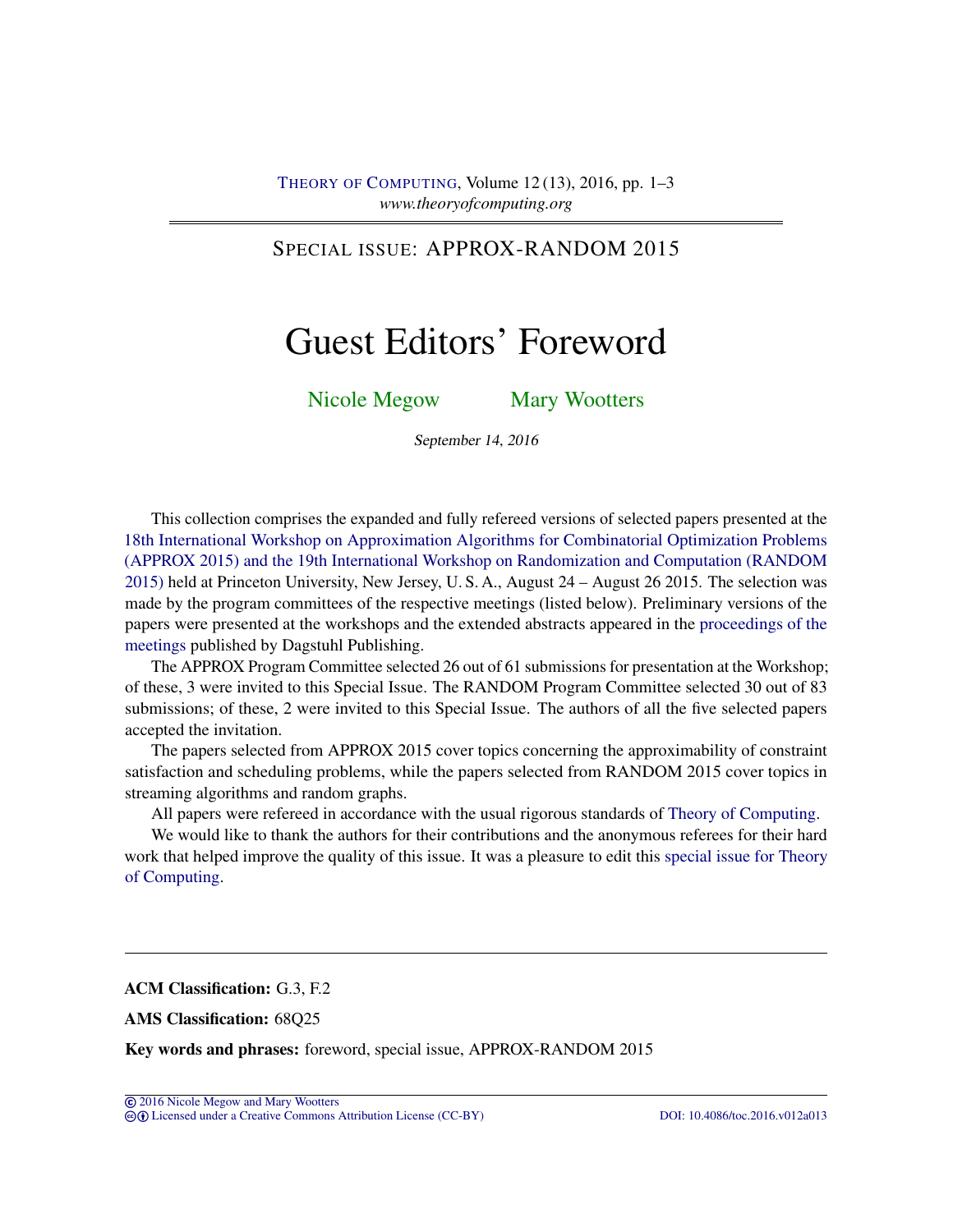SPECIAL ISSUE: APPROX-RANDOM 2015

# Guest Editors' Foreword

Nicole Megow    Mary Wootters

*September 14, 2016*

This collection comprises the expanded and fully refereed versions of selected papers presented at the 18th International Workshop on Approximation Algorithms for Combinatorial Optimization Problems (APPROX 2015) and the 19th International Workshop on Randomization and Computation (RANDOM 2015) held at Princeton University, New Jersey, U. S. A., August 24 – August 26 2015. The selection was made by the program committees of the respective meetings (listed below). Preliminary versions of the papers were presented at the workshops and the extended abstracts appeared in the proceedings of the meetings published by Dagstuhl Publishing.

The APPROX Program Committee selected 26 out of 61 submissions for presentation at the Workshop; of these, 3 were invited to this Special Issue. The RANDOM Program Committee selected 30 out of 83 submissions; of these, 2 were invited to this Special Issue. The authors of all the five selected papers accepted the invitation.

The papers selected from APPROX 2015 cover topics concerning the approximability of constraint satisfaction and scheduling problems, while the papers selected from RANDOM 2015 cover topics in streaming algorithms and random graphs.

All papers were refereed in accordance with the usual rigorous standards of Theory of Computing.

We would like to thank the authors for their contributions and the anonymous referees for their hard work that helped improve the quality of this issue. It was a pleasure to edit this special issue for Theory of Computing.

---

**ACM Classification:** G.3, F.2

**AMS Classification:** 68Q25

**Key words and phrases:** foreword, special issue, APPROX-RANDOM 2015

© 2016 Nicole Megow and Mary Wootters
Licensed under a Creative Commons Attribution License (CC-BY)    DOI: 10.4086/toc.2016.v012a013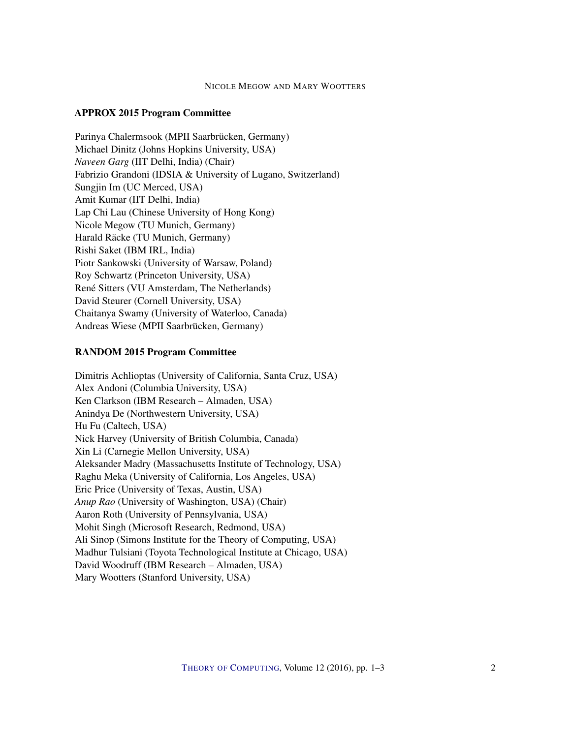### APPROX 2015 Program Committee

Parinya Chalermsook (MPII Saarbrücken, Germany)
Michael Dinitz (Johns Hopkins University, USA)
*Naveen Garg* (IIT Delhi, India) (Chair)
Fabrizio Grandoni (IDSIA & University of Lugano, Switzerland)
Sungjin Im (UC Merced, USA)
Amit Kumar (IIT Delhi, India)
Lap Chi Lau (Chinese University of Hong Kong)
Nicole Megow (TU Munich, Germany)
Harald Räcke (TU Munich, Germany)
Rishi Saket (IBM IRL, India)
Piotr Sankowski (University of Warsaw, Poland)
Roy Schwartz (Princeton University, USA)
René Sitters (VU Amsterdam, The Netherlands)
David Steurer (Cornell University, USA)
Chaitanya Swamy (University of Waterloo, Canada)
Andreas Wiese (MPII Saarbrücken, Germany)

### RANDOM 2015 Program Committee

Dimitris Achlioptas (University of California, Santa Cruz, USA)
Alex Andoni (Columbia University, USA)
Ken Clarkson (IBM Research – Almaden, USA)
Anindya De (Northwestern University, USA)
Hu Fu (Caltech, USA)
Nick Harvey (University of British Columbia, Canada)
Xin Li (Carnegie Mellon University, USA)
Aleksander Madry (Massachusetts Institute of Technology, USA)
Raghu Meka (University of California, Los Angeles, USA)
Eric Price (University of Texas, Austin, USA)
*Anup Rao* (University of Washington, USA) (Chair)
Aaron Roth (University of Pennsylvania, USA)
Mohit Singh (Microsoft Research, Redmond, USA)
Ali Sinop (Simons Institute for the Theory of Computing, USA)
Madhur Tulsiani (Toyota Technological Institute at Chicago, USA)
David Woodruff (IBM Research – Almaden, USA)
Mary Wootters (Stanford University, USA)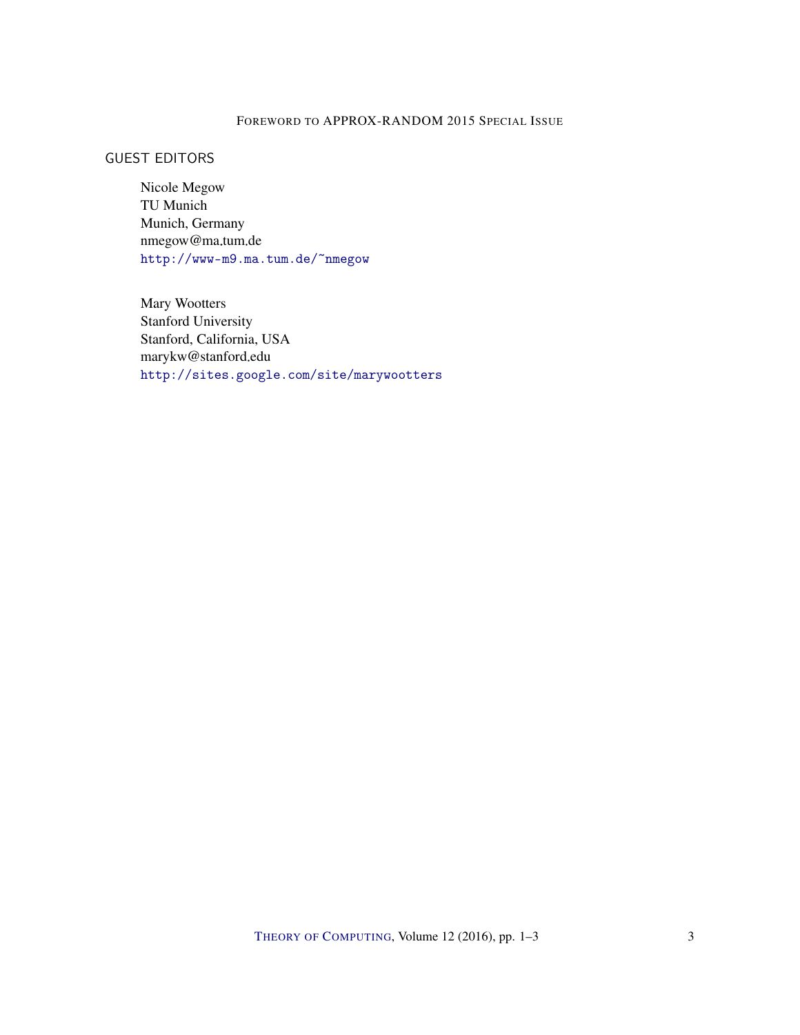## GUEST EDITORS

Nicole Megow
TU Munich
Munich, Germany
nmegow@ma.tum.de
http://www-m9.ma.tum.de/~nmegow

Mary Wootters
Stanford University
Stanford, California, USA
marykw@stanford.edu
http://sites.google.com/site/marywootters